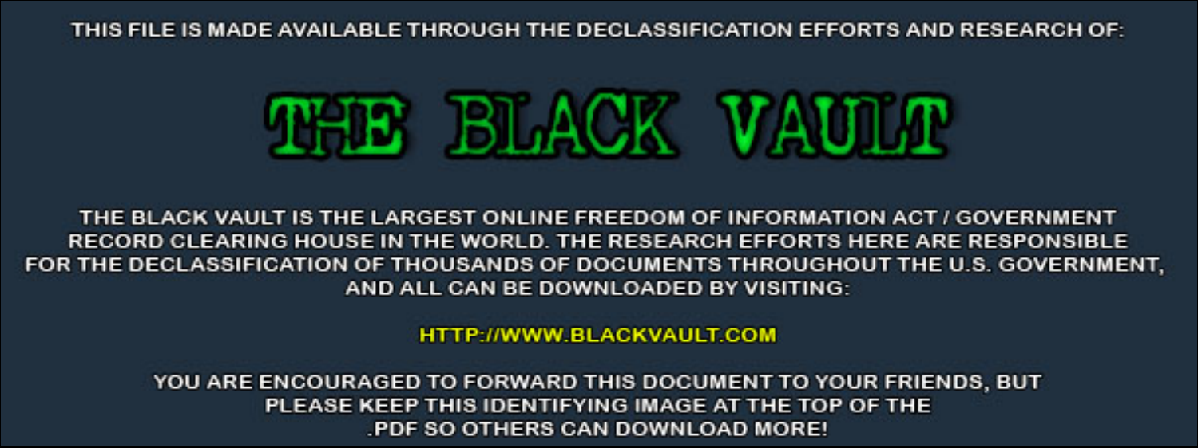THIS FILE IS MADE AVAILABLE THROUGH THE DECLASSIFICATION EFFORTS AND RESEARCH OF:

# THE BLACK VAULT

THE BLACK VAULT IS THE LARGEST ONLINE FREEDOM OF INFORMATION ACT / GOVERNMENT RECORD CLEARING HOUSE IN THE WORLD. THE RESEARCH EFFORTS HERE ARE RESPONSIBLE FOR THE DECLASSIFICATION OF THOUSANDS OF DOCUMENTS THROUGHOUT THE U.S. GOVERNMENT, AND ALL CAN BE DOWNLOADED BY VISITING:

HTTP://WWW.BLACKVAULT.COM

YOU ARE ENCOURAGED TO FORWARD THIS DOCUMENT TO YOUR FRIENDS, BUT PLEASE KEEP THIS IDENTIFYING IMAGE AT THE TOP OF THE .PDF SO OTHERS CAN DOWNLOAD MORE!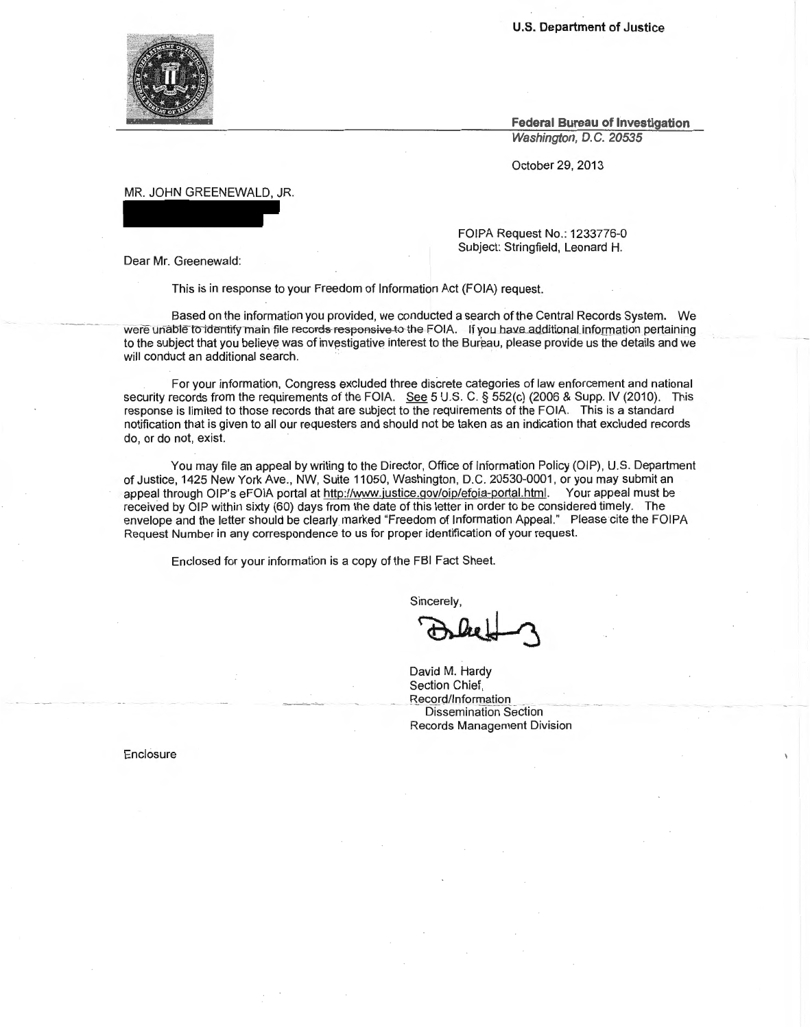U.S. Department of Justice

**Federal Bureau of Investigation**
*Washington, D.C. 20535*

October 29, 2013

MR. JOHN GREENEWALD, JR.

FOIPA Request No.: 1233776-0
Subject: Stringfield, Leonard H.

Dear Mr. Greenewald:

This is in response to your Freedom of Information Act (FOIA) request.

Based on the information you provided, we conducted a search of the Central Records System. We were unable to identify main file records responsive to the FOIA. If you have additional information pertaining to the subject that you believe was of investigative interest to the Bureau, please provide us the details and we will conduct an additional search.

For your information, Congress excluded three discrete categories of law enforcement and national security records from the requirements of the FOIA. See 5 U.S. C. § 552(c) (2006 & Supp. IV (2010). This response is limited to those records that are subject to the requirements of the FOIA. This is a standard notification that is given to all our requesters and should not be taken as an indication that excluded records do, or do not, exist.

You may file an appeal by writing to the Director, Office of Information Policy (OIP), U.S. Department of Justice, 1425 New York Ave., NW, Suite 11050, Washington, D.C. 20530-0001, or you may submit an appeal through OIP's eFOIA portal at http://www.justice.gov/oip/efoia-portal.html. Your appeal must be received by OIP within sixty (60) days from the date of this letter in order to be considered timely. The envelope and the letter should be clearly marked "Freedom of Information Appeal." Please cite the FOIPA Request Number in any correspondence to us for proper identification of your request.

Enclosed for your information is a copy of the FBI Fact Sheet.

Sincerely,

David M. Hardy
Section Chief,
Record/Information
Dissemination Section
Records Management Division

Enclosure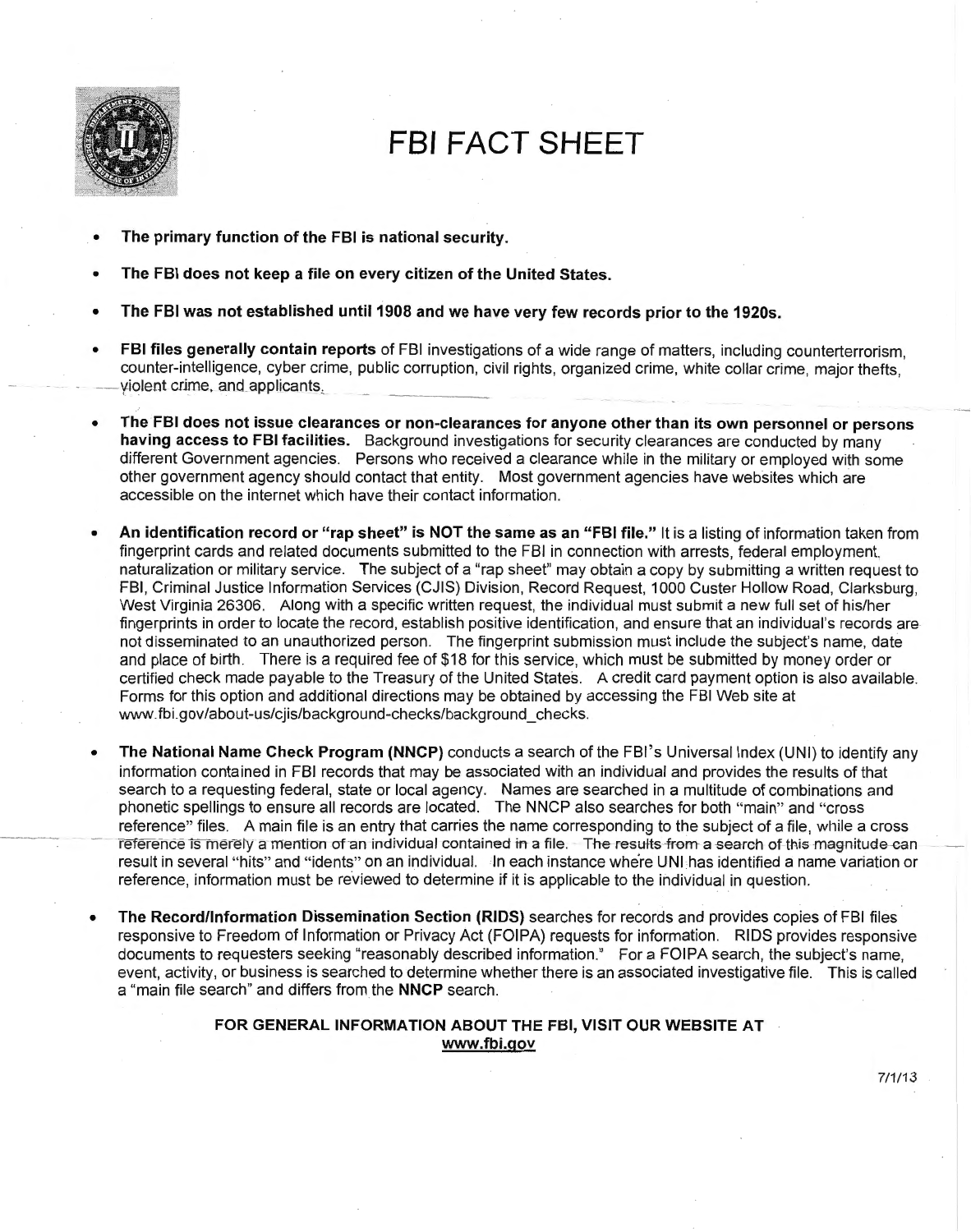# FBI FACT SHEET

- **The primary function of the FBI is national security.**
- **The FBI does not keep a file on every citizen of the United States.**
- **The FBI was not established until 1908 and we have very few records prior to the 1920s.**
- **FBI files generally contain reports** of FBI investigations of a wide range of matters, including counterterrorism, counter-intelligence, cyber crime, public corruption, civil rights, organized crime, white collar crime, major thefts, violent crime, and applicants.
- **The FBI does not issue clearances or non-clearances for anyone other than its own personnel or persons having access to FBI facilities.** Background investigations for security clearances are conducted by many different Government agencies. Persons who received a clearance while in the military or employed with some other government agency should contact that entity. Most government agencies have websites which are accessible on the internet which have their contact information.
- **An identification record or "rap sheet" is NOT the same as an "FBI file."** It is a listing of information taken from fingerprint cards and related documents submitted to the FBI in connection with arrests, federal employment, naturalization or military service. The subject of a "rap sheet" may obtain a copy by submitting a written request to FBI, Criminal Justice Information Services (CJIS) Division, Record Request, 1000 Custer Hollow Road, Clarksburg, West Virginia 26306. Along with a specific written request, the individual must submit a new full set of his/her fingerprints in order to locate the record, establish positive identification, and ensure that an individual's records are not disseminated to an unauthorized person. The fingerprint submission must include the subject's name, date and place of birth. There is a required fee of $18 for this service, which must be submitted by money order or certified check made payable to the Treasury of the United States. A credit card payment option is also available. Forms for this option and additional directions may be obtained by accessing the FBI Web site at www.fbi.gov/about-us/cjis/background-checks/background_checks.
- **The National Name Check Program (NNCP)** conducts a search of the FBI's Universal Index (UNI) to identify any information contained in FBI records that may be associated with an individual and provides the results of that search to a requesting federal, state or local agency. Names are searched in a multitude of combinations and phonetic spellings to ensure all records are located. The NNCP also searches for both "main" and "cross reference" files. A main file is an entry that carries the name corresponding to the subject of a file, while a cross reference is merely a mention of an individual contained in a file. The results from a search of this magnitude can result in several "hits" and "idents" on an individual. In each instance where UNI has identified a name variation or reference, information must be reviewed to determine if it is applicable to the individual in question.
- **The Record/Information Dissemination Section (RIDS)** searches for records and provides copies of FBI files responsive to Freedom of Information or Privacy Act (FOIPA) requests for information. RIDS provides responsive documents to requesters seeking "reasonably described information." For a FOIPA search, the subject's name, event, activity, or business is searched to determine whether there is an associated investigative file. This is called a "main file search" and differs from the **NNCP** search.

**FOR GENERAL INFORMATION ABOUT THE FBI, VISIT OUR WEBSITE AT www.fbi.gov**

7/1/13